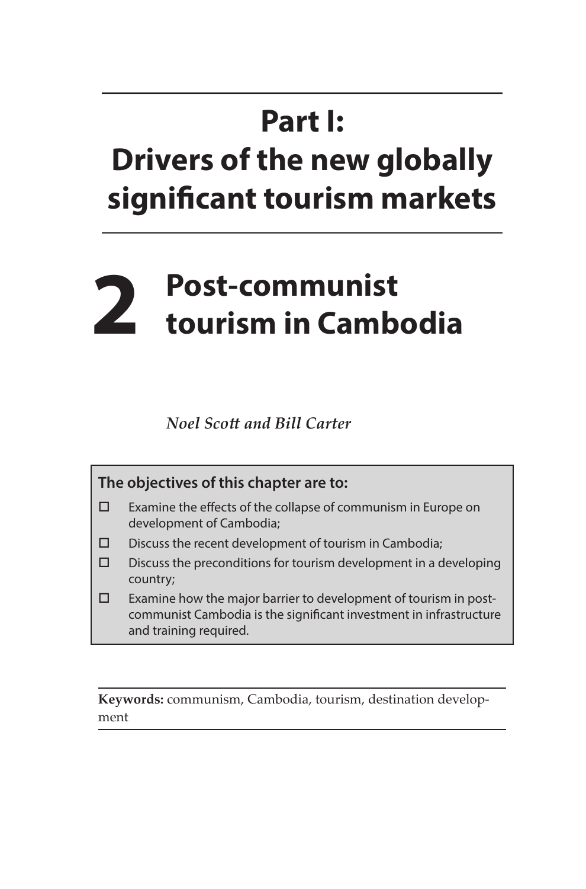# Part I: Drivers of the new globally significant tourism markets

# 2 Post-communist tourism in Cambodia

*Noel Scott and Bill Carter*

**The objectives of this chapter are to:**

- ☐ Examine the effects of the collapse of communism in Europe on development of Cambodia;
- ☐ Discuss the recent development of tourism in Cambodia;
- ☐ Discuss the preconditions for tourism development in a developing country;
- ☐ Examine how the major barrier to development of tourism in post-communist Cambodia is the significant investment in infrastructure and training required.

**Keywords:** communism, Cambodia, tourism, destination development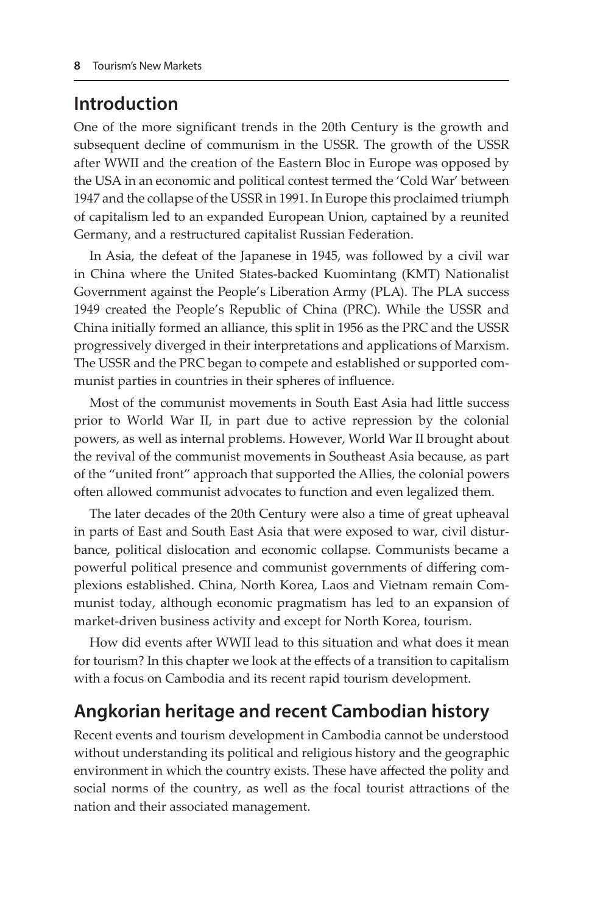## Introduction

One of the more significant trends in the 20th Century is the growth and subsequent decline of communism in the USSR. The growth of the USSR after WWII and the creation of the Eastern Bloc in Europe was opposed by the USA in an economic and political contest termed the 'Cold War' between 1947 and the collapse of the USSR in 1991. In Europe this proclaimed triumph of capitalism led to an expanded European Union, captained by a reunited Germany, and a restructured capitalist Russian Federation.

In Asia, the defeat of the Japanese in 1945, was followed by a civil war in China where the United States-backed Kuomintang (KMT) Nationalist Government against the People's Liberation Army (PLA). The PLA success 1949 created the People's Republic of China (PRC). While the USSR and China initially formed an alliance, this split in 1956 as the PRC and the USSR progressively diverged in their interpretations and applications of Marxism. The USSR and the PRC began to compete and established or supported communist parties in countries in their spheres of influence.

Most of the communist movements in South East Asia had little success prior to World War II, in part due to active repression by the colonial powers, as well as internal problems. However, World War II brought about the revival of the communist movements in Southeast Asia because, as part of the "united front" approach that supported the Allies, the colonial powers often allowed communist advocates to function and even legalized them.

The later decades of the 20th Century were also a time of great upheaval in parts of East and South East Asia that were exposed to war, civil disturbance, political dislocation and economic collapse. Communists became a powerful political presence and communist governments of differing complexions established. China, North Korea, Laos and Vietnam remain Communist today, although economic pragmatism has led to an expansion of market-driven business activity and except for North Korea, tourism.

How did events after WWII lead to this situation and what does it mean for tourism? In this chapter we look at the effects of a transition to capitalism with a focus on Cambodia and its recent rapid tourism development.

## Angkorian heritage and recent Cambodian history

Recent events and tourism development in Cambodia cannot be understood without understanding its political and religious history and the geographic environment in which the country exists. These have affected the polity and social norms of the country, as well as the focal tourist attractions of the nation and their associated management.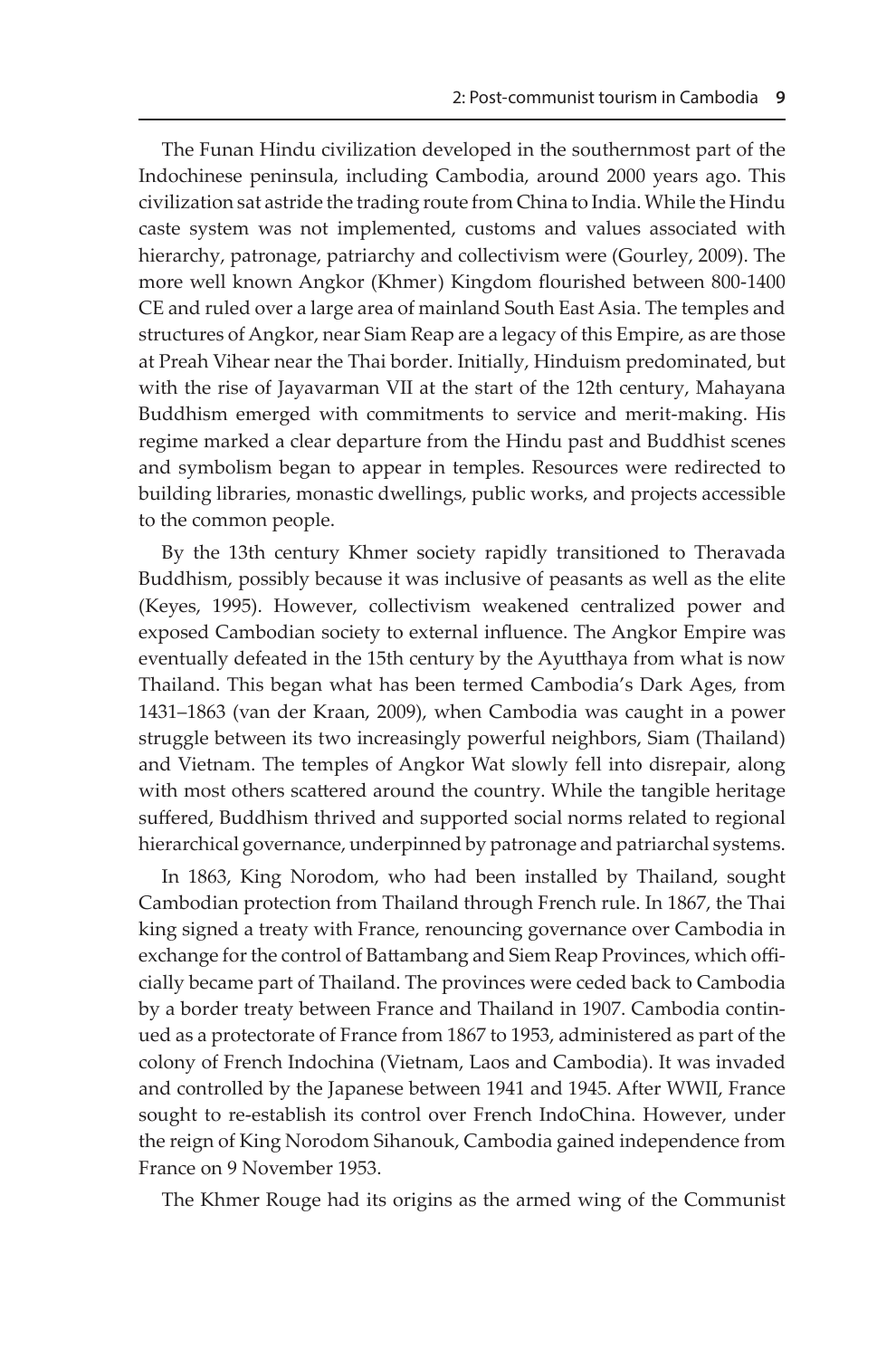The Funan Hindu civilization developed in the southernmost part of the Indochinese peninsula, including Cambodia, around 2000 years ago. This civilization sat astride the trading route from China to India. While the Hindu caste system was not implemented, customs and values associated with hierarchy, patronage, patriarchy and collectivism were (Gourley, 2009). The more well known Angkor (Khmer) Kingdom flourished between 800-1400 CE and ruled over a large area of mainland South East Asia. The temples and structures of Angkor, near Siam Reap are a legacy of this Empire, as are those at Preah Vihear near the Thai border. Initially, Hinduism predominated, but with the rise of Jayavarman VII at the start of the 12th century, Mahayana Buddhism emerged with commitments to service and merit-making. His regime marked a clear departure from the Hindu past and Buddhist scenes and symbolism began to appear in temples. Resources were redirected to building libraries, monastic dwellings, public works, and projects accessible to the common people.

By the 13th century Khmer society rapidly transitioned to Theravada Buddhism, possibly because it was inclusive of peasants as well as the elite (Keyes, 1995). However, collectivism weakened centralized power and exposed Cambodian society to external influence. The Angkor Empire was eventually defeated in the 15th century by the Ayutthaya from what is now Thailand. This began what has been termed Cambodia's Dark Ages, from 1431–1863 (van der Kraan, 2009), when Cambodia was caught in a power struggle between its two increasingly powerful neighbors, Siam (Thailand) and Vietnam. The temples of Angkor Wat slowly fell into disrepair, along with most others scattered around the country. While the tangible heritage suffered, Buddhism thrived and supported social norms related to regional hierarchical governance, underpinned by patronage and patriarchal systems.

In 1863, King Norodom, who had been installed by Thailand, sought Cambodian protection from Thailand through French rule. In 1867, the Thai king signed a treaty with France, renouncing governance over Cambodia in exchange for the control of Battambang and Siem Reap Provinces, which officially became part of Thailand. The provinces were ceded back to Cambodia by a border treaty between France and Thailand in 1907. Cambodia continued as a protectorate of France from 1867 to 1953, administered as part of the colony of French Indochina (Vietnam, Laos and Cambodia). It was invaded and controlled by the Japanese between 1941 and 1945. After WWII, France sought to re-establish its control over French IndoChina. However, under the reign of King Norodom Sihanouk, Cambodia gained independence from France on 9 November 1953.

The Khmer Rouge had its origins as the armed wing of the Communist